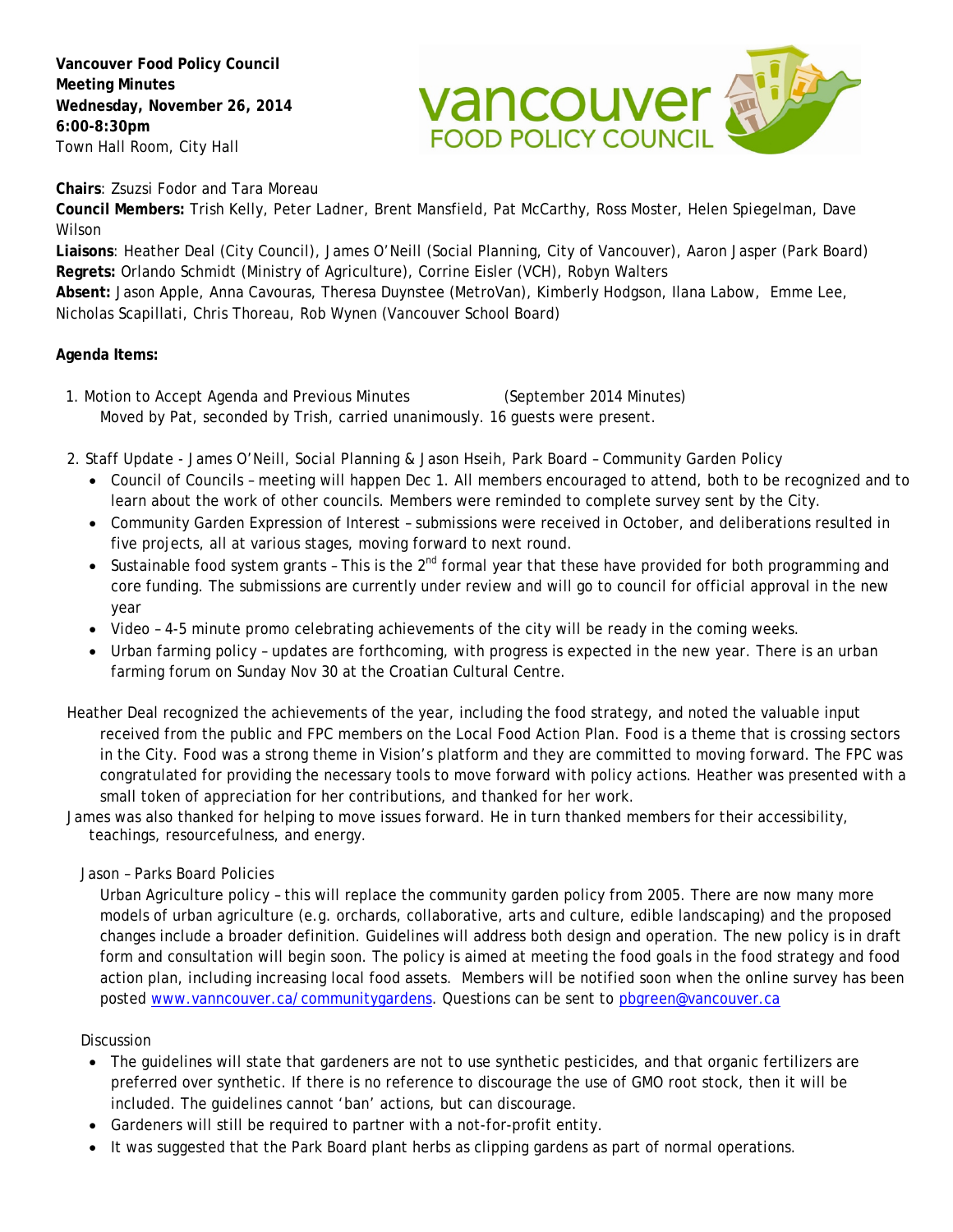**Vancouver Food Policy Council**
**Meeting Minutes**
**Wednesday, November 26, 2014**
**6:00-8:30pm**
Town Hall Room, City Hall

**Chairs**: Zsuzsi Fodor and Tara Moreau
**Council Members:** Trish Kelly, Peter Ladner, Brent Mansfield, Pat McCarthy, Ross Moster, Helen Spiegelman, Dave Wilson
**Liaisons**: Heather Deal (City Council), James O'Neill (Social Planning, City of Vancouver), Aaron Jasper (Park Board)
**Regrets:** Orlando Schmidt (Ministry of Agriculture), Corrine Eisler (VCH), Robyn Walters
**Absent:** Jason Apple, Anna Cavouras, Theresa Duynstee (MetroVan), Kimberly Hodgson, Ilana Labow, Emme Lee, Nicholas Scapillati, Chris Thoreau, Rob Wynen (Vancouver School Board)

**Agenda Items:**

1. Motion to Accept Agenda and Previous Minutes (September 2014 Minutes)
   Moved by Pat, seconded by Trish, carried unanimously. 16 guests were present.

2. Staff Update - James O'Neill, Social Planning & Jason Hseih, Park Board – Community Garden Policy
   - Council of Councils – meeting will happen Dec 1. All members encouraged to attend, both to be recognized and to learn about the work of other councils. Members were reminded to complete survey sent by the City.
   - Community Garden Expression of Interest – submissions were received in October, and deliberations resulted in five projects, all at various stages, moving forward to next round.
   - Sustainable food system grants – This is the 2nd formal year that these have provided for both programming and core funding. The submissions are currently under review and will go to council for official approval in the new year
   - Video – 4-5 minute promo celebrating achievements of the city will be ready in the coming weeks.
   - Urban farming policy – updates are forthcoming, with progress is expected in the new year. There is an urban farming forum on Sunday Nov 30 at the Croatian Cultural Centre.

Heather Deal recognized the achievements of the year, including the food strategy, and noted the valuable input received from the public and FPC members on the Local Food Action Plan. Food is a theme that is crossing sectors in the City. Food was a strong theme in Vision's platform and they are committed to moving forward. The FPC was congratulated for providing the necessary tools to move forward with policy actions. Heather was presented with a small token of appreciation for her contributions, and thanked for her work.

James was also thanked for helping to move issues forward. He in turn thanked members for their accessibility, teachings, resourcefulness, and energy.

Jason – Parks Board Policies

Urban Agriculture policy – this will replace the community garden policy from 2005. There are now many more models of urban agriculture (e.g. orchards, collaborative, arts and culture, edible landscaping) and the proposed changes include a broader definition. Guidelines will address both design and operation. The new policy is in draft form and consultation will begin soon. The policy is aimed at meeting the food goals in the food strategy and food action plan, including increasing local food assets. Members will be notified soon when the online survey has been posted www.vanncouver.ca/communitygardens. Questions can be sent to pbgreen@vancouver.ca

Discussion

- The guidelines will state that gardeners are not to use synthetic pesticides, and that organic fertilizers are preferred over synthetic. If there is no reference to discourage the use of GMO root stock, then it will be included. The guidelines cannot 'ban' actions, but can discourage.
- Gardeners will still be required to partner with a not-for-profit entity.
- It was suggested that the Park Board plant herbs as clipping gardens as part of normal operations.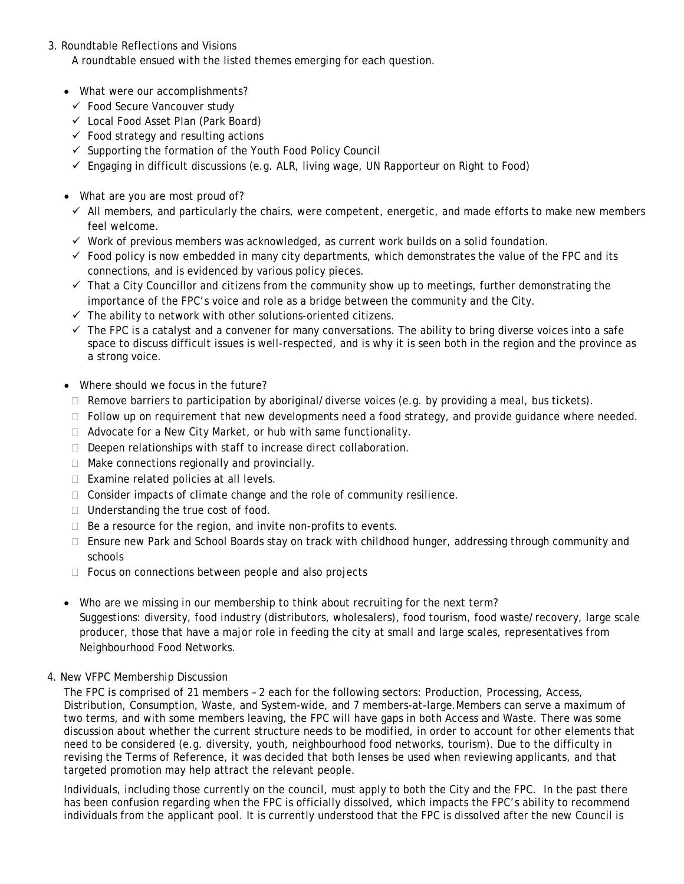3. Roundtable Reflections and Visions

   A roundtable ensued with the listed themes emerging for each question.

   - What were our accomplishments?
     - ✓ Food Secure Vancouver study
     - ✓ Local Food Asset Plan (Park Board)
     - ✓ Food strategy and resulting actions
     - ✓ Supporting the formation of the Youth Food Policy Council
     - ✓ Engaging in difficult discussions (e.g. ALR, living wage, UN Rapporteur on Right to Food)

   - What are you are most proud of?
     - ✓ All members, and particularly the chairs, were competent, energetic, and made efforts to make new members feel welcome.
     - ✓ Work of previous members was acknowledged, as current work builds on a solid foundation.
     - ✓ Food policy is now embedded in many city departments, which demonstrates the value of the FPC and its connections, and is evidenced by various policy pieces.
     - ✓ That a City Councillor and citizens from the community show up to meetings, further demonstrating the importance of the FPC's voice and role as a bridge between the community and the City.
     - ✓ The ability to network with other solutions-oriented citizens.
     - ✓ The FPC is a catalyst and a convener for many conversations. The ability to bring diverse voices into a safe space to discuss difficult issues is well-respected, and is why it is seen both in the region and the province as a strong voice.

   - Where should we focus in the future?
     - Remove barriers to participation by aboriginal/diverse voices (e.g. by providing a meal, bus tickets).
     - Follow up on requirement that new developments need a food strategy, and provide guidance where needed.
     - Advocate for a New City Market, or hub with same functionality.
     - Deepen relationships with staff to increase direct collaboration.
     - Make connections regionally and provincially.
     - Examine related policies at all levels.
     - Consider impacts of climate change and the role of community resilience.
     - Understanding the true cost of food.
     - Be a resource for the region, and invite non-profits to events.
     - Ensure new Park and School Boards stay on track with childhood hunger, addressing through community and schools
     - Focus on connections between people and also projects

   - Who are we missing in our membership to think about recruiting for the next term?

     Suggestions: diversity, food industry (distributors, wholesalers), food tourism, food waste/recovery, large scale producer, those that have a major role in feeding the city at small and large scales, representatives from Neighbourhood Food Networks.

4. New VFPC Membership Discussion

   The FPC is comprised of 21 members – 2 each for the following sectors: Production, Processing, Access, Distribution, Consumption, Waste, and System-wide, and 7 members-at-large. Members can serve a maximum of two terms, and with some members leaving, the FPC will have gaps in both Access and Waste. There was some discussion about whether the current structure needs to be modified, in order to account for other elements that need to be considered (e.g. diversity, youth, neighbourhood food networks, tourism). Due to the difficulty in revising the Terms of Reference, it was decided that both lenses be used when reviewing applicants, and that targeted promotion may help attract the relevant people.

   Individuals, including those currently on the council, must apply to both the City and the FPC. In the past there has been confusion regarding when the FPC is officially dissolved, which impacts the FPC's ability to recommend individuals from the applicant pool. It is currently understood that the FPC is dissolved after the new Council is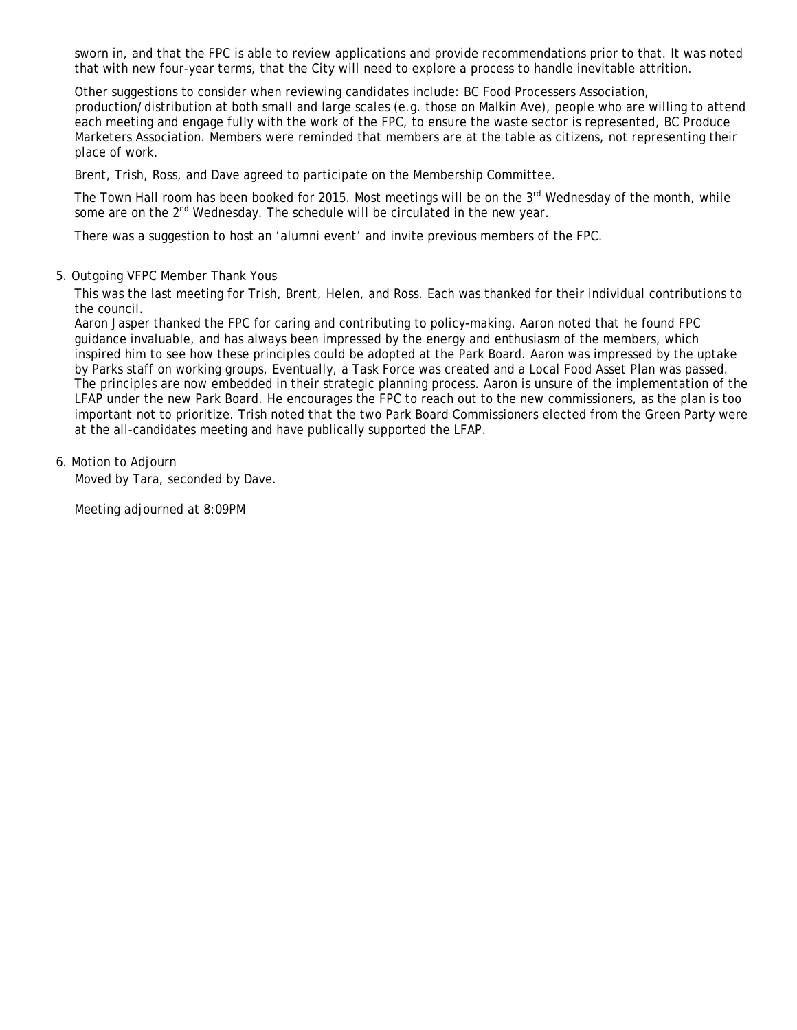sworn in, and that the FPC is able to review applications and provide recommendations prior to that. It was noted that with new four-year terms, that the City will need to explore a process to handle inevitable attrition.

Other suggestions to consider when reviewing candidates include: BC Food Processers Association, production/distribution at both small and large scales (e.g. those on Malkin Ave), people who are willing to attend each meeting and engage fully with the work of the FPC, to ensure the waste sector is represented, BC Produce Marketers Association. Members were reminded that members are at the table as citizens, not representing their place of work.

Brent, Trish, Ross, and Dave agreed to participate on the Membership Committee.

The Town Hall room has been booked for 2015. Most meetings will be on the 3rd Wednesday of the month, while some are on the 2nd Wednesday. The schedule will be circulated in the new year.

There was a suggestion to host an 'alumni event' and invite previous members of the FPC.

5. Outgoing VFPC Member Thank Yous

This was the last meeting for Trish, Brent, Helen, and Ross. Each was thanked for their individual contributions to the council.
Aaron Jasper thanked the FPC for caring and contributing to policy-making. Aaron noted that he found FPC guidance invaluable, and has always been impressed by the energy and enthusiasm of the members, which inspired him to see how these principles could be adopted at the Park Board. Aaron was impressed by the uptake by Parks staff on working groups, Eventually, a Task Force was created and a Local Food Asset Plan was passed. The principles are now embedded in their strategic planning process. Aaron is unsure of the implementation of the LFAP under the new Park Board. He encourages the FPC to reach out to the new commissioners, as the plan is too important not to prioritize. Trish noted that the two Park Board Commissioners elected from the Green Party were at the all-candidates meeting and have publically supported the LFAP.

6. Motion to Adjourn

Moved by Tara, seconded by Dave.

Meeting adjourned at 8:09PM